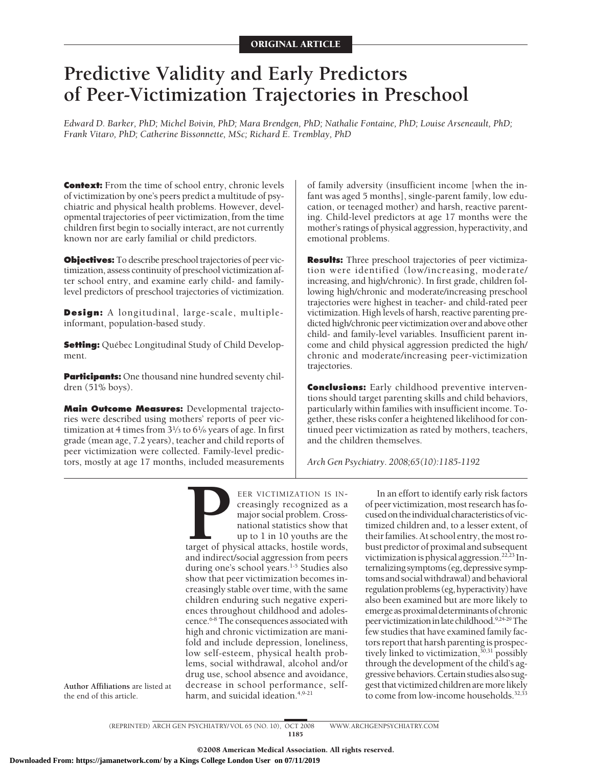ORIGINAL ARTICLE

# Predictive Validity and Early Predictors of Peer-Victimization Trajectories in Preschool

*Edward D. Barker, PhD; Michel Boivin, PhD; Mara Brendgen, PhD; Nathalie Fontaine, PhD; Louise Arseneault, PhD; Frank Vitaro, PhD; Catherine Bissonnette, MSc; Richard E. Tremblay, PhD*

**Context:** From the time of school entry, chronic levels of victimization by one's peers predict a multitude of psychiatric and physical health problems. However, developmental trajectories of peer victimization, from the time children first begin to socially interact, are not currently known nor are early familial or child predictors.

**Objectives:** To describe preschool trajectories of peer victimization, assess continuity of preschool victimization after school entry, and examine early child- and family-level predictors of preschool trajectories of victimization.

**Design:** A longitudinal, large-scale, multiple-informant, population-based study.

**Setting:** Québec Longitudinal Study of Child Development.

**Participants:** One thousand nine hundred seventy children (51% boys).

**Main Outcome Measures:** Developmental trajectories were described using mothers' reports of peer victimization at 4 times from 3⅓ to 6⅙ years of age. In first grade (mean age, 7.2 years), teacher and child reports of peer victimization were collected. Family-level predictors, mostly at age 17 months, included measurements of family adversity (insufficient income [when the infant was aged 5 months], single-parent family, low education, or teenaged mother) and harsh, reactive parenting. Child-level predictors at age 17 months were the mother's ratings of physical aggression, hyperactivity, and emotional problems.

**Results:** Three preschool trajectories of peer victimization were identified (low/increasing, moderate/increasing, and high/chronic). In first grade, children following high/chronic and moderate/increasing preschool trajectories were highest in teacher- and child-rated peer victimization. High levels of harsh, reactive parenting predicted high/chronic peer victimization over and above other child- and family-level variables. Insufficient parent income and child physical aggression predicted the high/chronic and moderate/increasing peer-victimization trajectories.

**Conclusions:** Early childhood preventive interventions should target parenting skills and child behaviors, particularly within families with insufficient income. Together, these risks confer a heightened likelihood for continued peer victimization as rated by mothers, teachers, and the children themselves.

*Arch Gen Psychiatry. 2008;65(10):1185-1192*

**Author Affiliations** are listed at the end of this article.

PEER VICTIMIZATION IS INcreasingly recognized as a major social problem. Crossnational statistics show that up to 1 in 10 youths are the target of physical attacks, hostile words, and indirect/social aggression from peers during one's school years.[1-5] Studies also show that peer victimization becomes increasingly stable over time, with the same children enduring such negative experiences throughout childhood and adolescence.[6-8] The consequences associated with high and chronic victimization are manifold and include depression, loneliness, low self-esteem, physical health problems, social withdrawal, alcohol and/or drug use, school absence and avoidance, decrease in school performance, self-harm, and suicidal ideation.[4,9-21]

In an effort to identify early risk factors of peer victimization, most research has focused on the individual characteristics of victimized children and, to a lesser extent, of their families. At school entry, the most robust predictor of proximal and subsequent victimization is physical aggression.[22,23] Internalizing symptoms (eg, depressive symptoms and social withdrawal) and behavioral regulation problems (eg, hyperactivity) have also been examined but are more likely to emerge as proximal determinants of chronic peer victimization in late childhood.[9,24-29] The few studies that have examined family factors report that harsh parenting is prospectively linked to victimization,[30,31] possibly through the development of the child's aggressive behaviors. Certain studies also suggest that victimized children are more likely to come from low-income households.[32,33]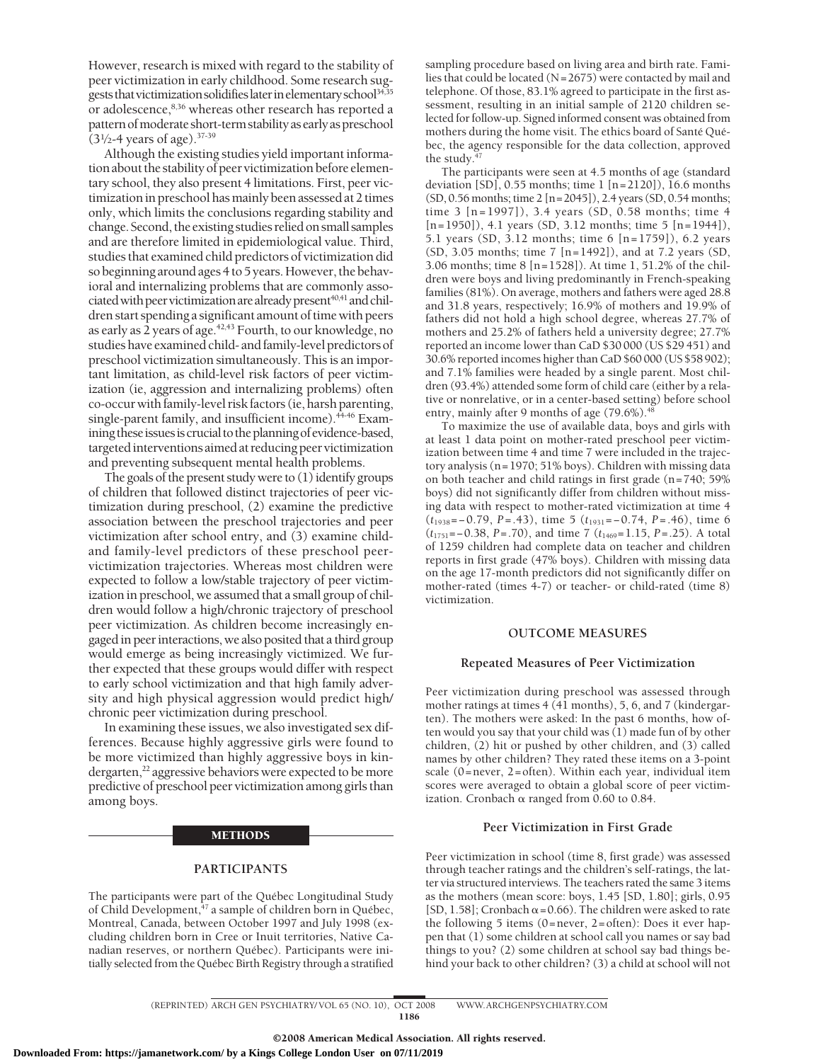However, research is mixed with regard to the stability of peer victimization in early childhood. Some research suggests that victimization solidifies later in elementary school[34,35] or adolescence,[8,36] whereas other research has reported a pattern of moderate short-term stability as early as preschool (3½-4 years of age).[37-39]

Although the existing studies yield important information about the stability of peer victimization before elementary school, they also present 4 limitations. First, peer victimization in preschool has mainly been assessed at 2 times only, which limits the conclusions regarding stability and change. Second, the existing studies relied on small samples and are therefore limited in epidemiological value. Third, studies that examined child predictors of victimization did so beginning around ages 4 to 5 years. However, the behavioral and internalizing problems that are commonly associated with peer victimization are already present[40,41] and children start spending a significant amount of time with peers as early as 2 years of age.[42,43] Fourth, to our knowledge, no studies have examined child- and family-level predictors of preschool victimization simultaneously. This is an important limitation, as child-level risk factors of peer victimization (ie, aggression and internalizing problems) often co-occur with family-level risk factors (ie, harsh parenting, single-parent family, and insufficient income).[44-46] Examining these issues is crucial to the planning of evidence-based, targeted interventions aimed at reducing peer victimization and preventing subsequent mental health problems.

The goals of the present study were to (1) identify groups of children that followed distinct trajectories of peer victimization during preschool, (2) examine the predictive association between the preschool trajectories and peer victimization after school entry, and (3) examine child- and family-level predictors of these preschool peer-victimization trajectories. Whereas most children were expected to follow a low/stable trajectory of peer victimization in preschool, we assumed that a small group of children would follow a high/chronic trajectory of preschool peer victimization. As children become increasingly engaged in peer interactions, we also posited that a third group would emerge as being increasingly victimized. We further expected that these groups would differ with respect to early school victimization and that high family adversity and high physical aggression would predict high/chronic peer victimization during preschool.

In examining these issues, we also investigated sex differences. Because highly aggressive girls were found to be more victimized than highly aggressive boys in kindergarten,[22] aggressive behaviors were expected to be more predictive of preschool peer victimization among girls than among boys.

## METHODS

### PARTICIPANTS

The participants were part of the Québec Longitudinal Study of Child Development,[47] a sample of children born in Québec, Montreal, Canada, between October 1997 and July 1998 (excluding children born in Cree or Inuit territories, Native Canadian reserves, or northern Québec). Participants were initially selected from the Québec Birth Registry through a stratified sampling procedure based on living area and birth rate. Families that could be located (N=2675) were contacted by mail and telephone. Of those, 83.1% agreed to participate in the first assessment, resulting in an initial sample of 2120 children selected for follow-up. Signed informed consent was obtained from mothers during the home visit. The ethics board of Santé Québec, the agency responsible for the data collection, approved the study.[47]

The participants were seen at 4.5 months of age (standard deviation [SD], 0.55 months; time 1 [n=2120]), 16.6 months (SD, 0.56 months; time 2 [n=2045]), 2.4 years (SD, 0.54 months; time 3 [n=1997]), 3.4 years (SD, 0.58 months; time 4 [n=1950]), 4.1 years (SD, 3.12 months; time 5 [n=1944]), 5.1 years (SD, 3.12 months; time 6 [n=1759]), 6.2 years (SD, 3.05 months; time 7 [n=1492]), and at 7.2 years (SD, 3.06 months; time 8 [n=1528]). At time 1, 51.2% of the children were boys and living predominantly in French-speaking families (81%). On average, mothers and fathers were aged 28.8 and 31.8 years, respectively; 16.9% of mothers and 19.9% of fathers did not hold a high school degree, whereas 27.7% of mothers and 25.2% of fathers held a university degree; 27.7% reported an income lower than CaD $30 000 (US $29 451) and 30.6% reported incomes higher than CaD $60 000 (US $58 902); and 7.1% families were headed by a single parent. Most children (93.4%) attended some form of child care (either by a relative or nonrelative, or in a center-based setting) before school entry, mainly after 9 months of age (79.6%).[48]

To maximize the use of available data, boys and girls with at least 1 data point on mother-rated preschool peer victimization between time 4 and time 7 were included in the trajectory analysis (n=1970; 51% boys). Children with missing data on both teacher and child ratings in first grade (n=740; 59% boys) did not significantly differ from children without missing data with respect to mother-rated victimization at time 4 ($t_{1938}=-0.79$, $P=.43$), time 5 ($t_{1931}=-0.74$, $P=.46$), time 6 ($t_{1751}=-0.38$, $P=.70$), and time 7 ($t_{1469}=1.15$, $P=.25$). A total of 1259 children had complete data on teacher and children reports in first grade (47% boys). Children with missing data on the age 17-month predictors did not significantly differ on mother-rated (times 4-7) or teacher- or child-rated (time 8) victimization.

### OUTCOME MEASURES

#### Repeated Measures of Peer Victimization

Peer victimization during preschool was assessed through mother ratings at times 4 (41 months), 5, 6, and 7 (kindergarten). The mothers were asked: In the past 6 months, how often would you say that your child was (1) made fun of by other children, (2) hit or pushed by other children, and (3) called names by other children? They rated these items on a 3-point scale (0=never, 2=often). Within each year, individual item scores were averaged to obtain a global score of peer victimization. Cronbach α ranged from 0.60 to 0.84.

#### Peer Victimization in First Grade

Peer victimization in school (time 8, first grade) was assessed through teacher ratings and the children's self-ratings, the latter via structured interviews. The teachers rated the same 3 items as the mothers (mean score: boys, 1.45 [SD, 1.80]; girls, 0.95 [SD, 1.58]; Cronbach α=0.66). The children were asked to rate the following 5 items (0=never, 2=often): Does it ever happen that (1) some children at school call you names or say bad things to you? (2) some children at school say bad things behind your back to other children? (3) a child at school will not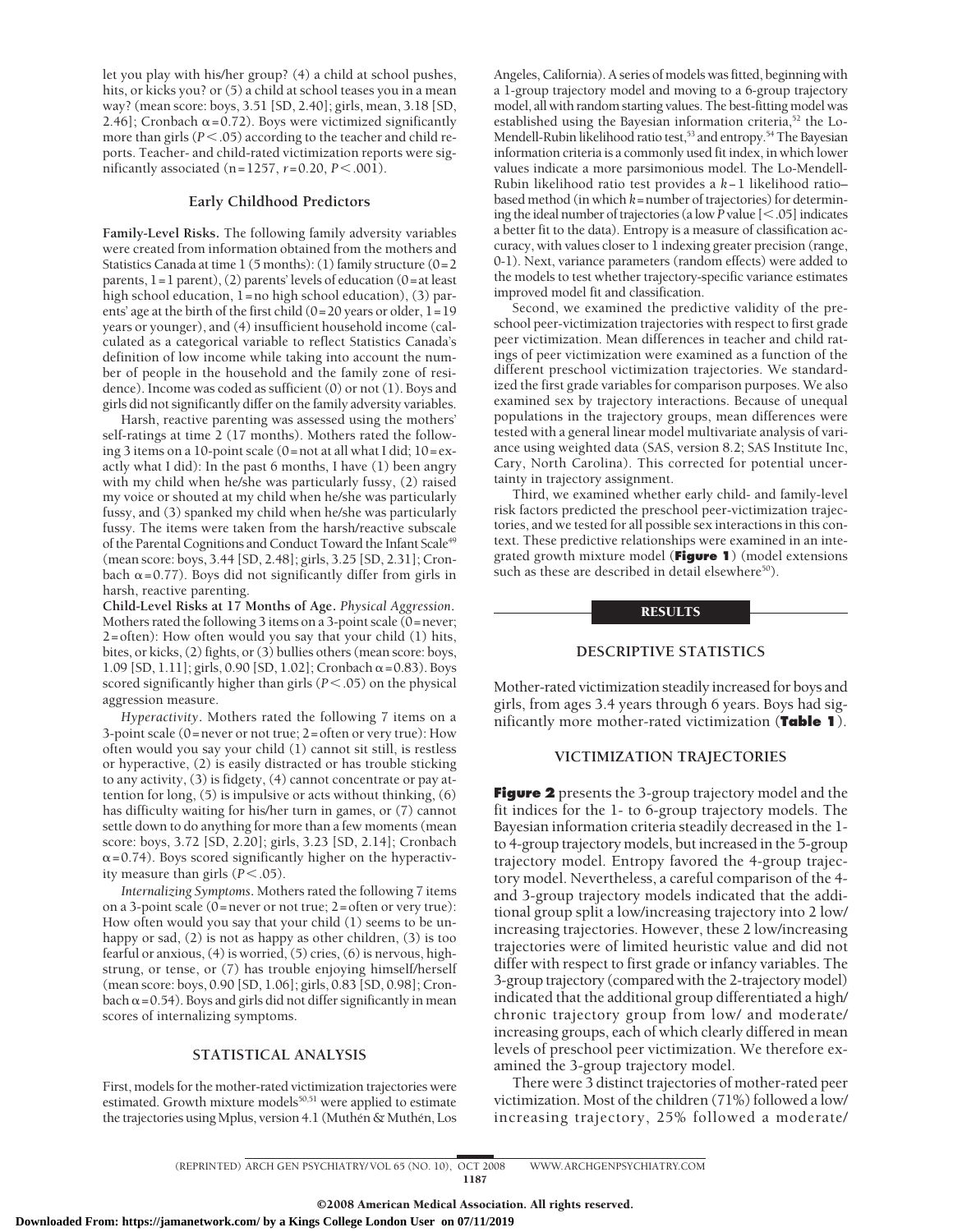let you play with his/her group? (4) a child at school pushes, hits, or kicks you? or (5) a child at school teases you in a mean way? (mean score: boys, 3.51 [SD, 2.40]; girls, mean, 3.18 [SD, 2.46]; Cronbach $\alpha$=0.72). Boys were victimized significantly more than girls ($P<.05$) according to the teacher and child reports. Teacher- and child-rated victimization reports were significantly associated (n=1257, $r$=0.20, $P<.001$).

### Early Childhood Predictors

**Family-Level Risks.** The following family adversity variables were created from information obtained from the mothers and Statistics Canada at time 1 (5 months): (1) family structure (0=2 parents, 1=1 parent), (2) parents' levels of education (0=at least high school education, 1=no high school education), (3) parents' age at the birth of the first child (0=20 years or older, 1=19 years or younger), and (4) insufficient household income (calculated as a categorical variable to reflect Statistics Canada's definition of low income while taking into account the number of people in the household and the family zone of residence). Income was coded as sufficient (0) or not (1). Boys and girls did not significantly differ on the family adversity variables.

Harsh, reactive parenting was assessed using the mothers' self-ratings at time 2 (17 months). Mothers rated the following 3 items on a 10-point scale (0=not at all what I did; 10=exactly what I did): In the past 6 months, I have (1) been angry with my child when he/she was particularly fussy, (2) raised my voice or shouted at my child when he/she was particularly fussy, and (3) spanked my child when he/she was particularly fussy. The items were taken from the harsh/reactive subscale of the Parental Cognitions and Conduct Toward the Infant Scale[49] (mean score: boys, 3.44 [SD, 2.48]; girls, 3.25 [SD, 2.31]; Cronbach $\alpha$=0.77). Boys did not significantly differ from girls in harsh, reactive parenting.

**Child-Level Risks at 17 Months of Age.** *Physical Aggression.* Mothers rated the following 3 items on a 3-point scale (0=never; 2=often): How often would you say that your child (1) hits, bites, or kicks, (2) fights, or (3) bullies others (mean score: boys, 1.09 [SD, 1.11]; girls, 0.90 [SD, 1.02]; Cronbach $\alpha$=0.83). Boys scored significantly higher than girls ($P<.05$) on the physical aggression measure.

*Hyperactivity.* Mothers rated the following 7 items on a 3-point scale (0=never or not true; 2=often or very true): How often would you say your child (1) cannot sit still, is restless or hyperactive, (2) is easily distracted or has trouble sticking to any activity, (3) is fidgety, (4) cannot concentrate or pay attention for long, (5) is impulsive or acts without thinking, (6) has difficulty waiting for his/her turn in games, or (7) cannot settle down to do anything for more than a few moments (mean score: boys, 3.72 [SD, 2.20]; girls, 3.23 [SD, 2.14]; Cronbach $\alpha$=0.74). Boys scored significantly higher on the hyperactivity measure than girls ($P<.05$).

*Internalizing Symptoms.* Mothers rated the following 7 items on a 3-point scale (0=never or not true; 2=often or very true): How often would you say that your child (1) seems to be unhappy or sad, (2) is not as happy as other children, (3) is too fearful or anxious, (4) is worried, (5) cries, (6) is nervous, high-strung, or tense, or (7) has trouble enjoying himself/herself (mean score: boys, 0.90 [SD, 1.06]; girls, 0.83 [SD, 0.98]; Cronbach $\alpha$=0.54). Boys and girls did not differ significantly in mean scores of internalizing symptoms.

### STATISTICAL ANALYSIS

First, models for the mother-rated victimization trajectories were estimated. Growth mixture models[50,51] were applied to estimate the trajectories using Mplus, version 4.1 (Muthén & Muthén, Los Angeles, California). A series of models was fitted, beginning with a 1-group trajectory model and moving to a 6-group trajectory model, all with random starting values. The best-fitting model was established using the Bayesian information criteria,[52] the Lo-Mendell-Rubin likelihood ratio test,[53] and entropy.[54] The Bayesian information criteria is a commonly used fit index, in which lower values indicate a more parsimonious model. The Lo-Mendell-Rubin likelihood ratio test provides a $k-1$ likelihood ratio–based method (in which $k$=number of trajectories) for determining the ideal number of trajectories (a low $P$ value [$<.05$] indicates a better fit to the data). Entropy is a measure of classification accuracy, with values closer to 1 indexing greater precision (range, 0-1). Next, variance parameters (random effects) were added to the models to test whether trajectory-specific variance estimates improved model fit and classification.

Second, we examined the predictive validity of the preschool peer-victimization trajectories with respect to first grade peer victimization. Mean differences in teacher and child ratings of peer victimization were examined as a function of the different preschool victimization trajectories. We standardized the first grade variables for comparison purposes. We also examined sex by trajectory interactions. Because of unequal populations in the trajectory groups, mean differences were tested with a general linear model multivariate analysis of variance using weighted data (SAS, version 8.2; SAS Institute Inc, Cary, North Carolina). This corrected for potential uncertainty in trajectory assignment.

Third, we examined whether early child- and family-level risk factors predicted the preschool peer-victimization trajectories, and we tested for all possible sex interactions in this context. These predictive relationships were examined in an integrated growth mixture model (**Figure 1**) (model extensions such as these are described in detail elsewhere[50]).

## RESULTS

### DESCRIPTIVE STATISTICS

Mother-rated victimization steadily increased for boys and girls, from ages 3.4 years through 6 years. Boys had significantly more mother-rated victimization (**Table 1**).

### VICTIMIZATION TRAJECTORIES

**Figure 2** presents the 3-group trajectory model and the fit indices for the 1- to 6-group trajectory models. The Bayesian information criteria steadily decreased in the 1- to 4-group trajectory models, but increased in the 5-group trajectory model. Entropy favored the 4-group trajectory model. Nevertheless, a careful comparison of the 4- and 3-group trajectory models indicated that the additional group split a low/increasing trajectory into 2 low/increasing trajectories. However, these 2 low/increasing trajectories were of limited heuristic value and did not differ with respect to first grade or infancy variables. The 3-group trajectory (compared with the 2-trajectory model) indicated that the additional group differentiated a high/chronic trajectory group from low/ and moderate/increasing groups, each of which clearly differed in mean levels of preschool peer victimization. We therefore examined the 3-group trajectory model.

There were 3 distinct trajectories of mother-rated peer victimization. Most of the children (71%) followed a low/increasing trajectory, 25% followed a moderate/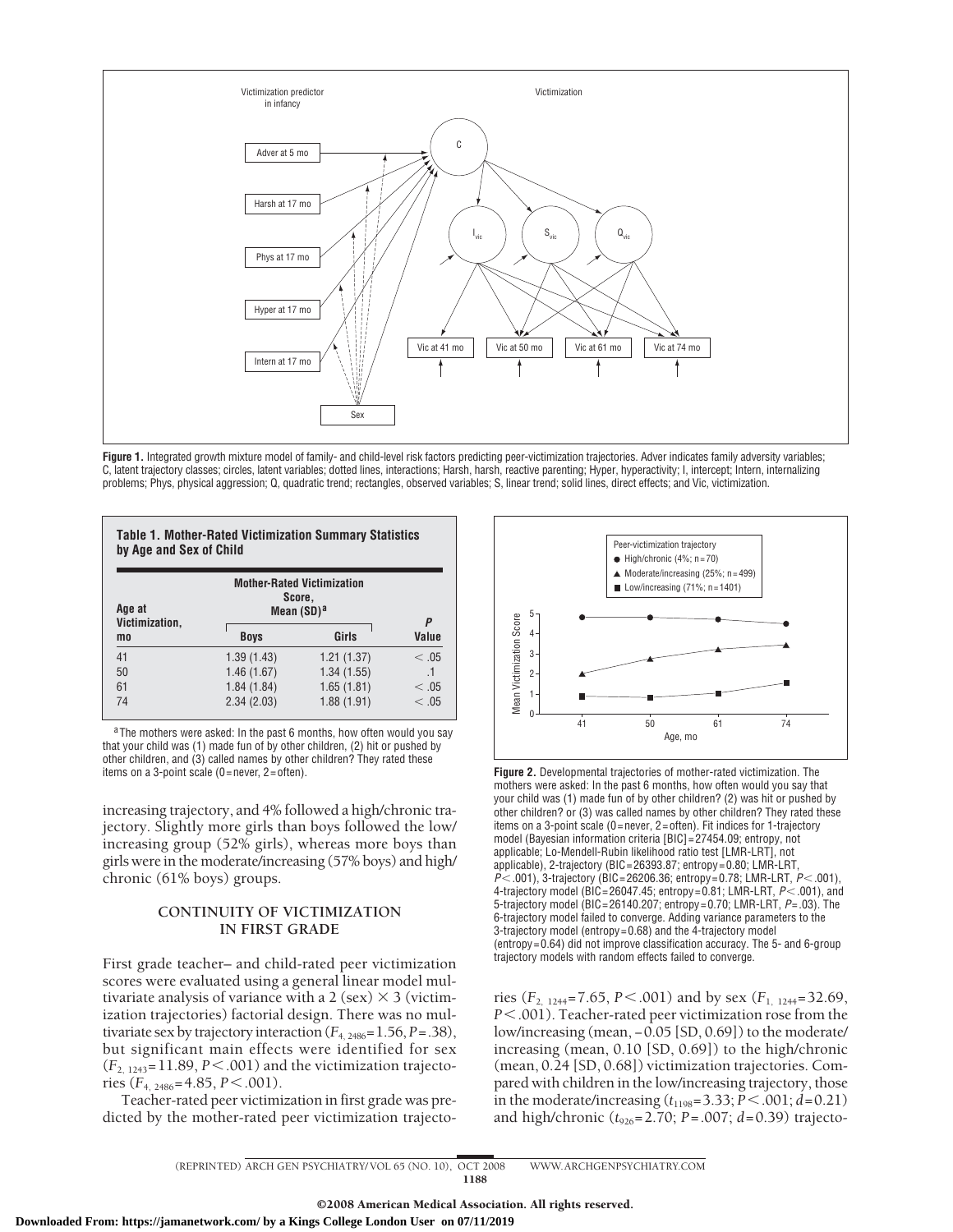**Figure 1.** Integrated growth mixture model of family- and child-level risk factors predicting peer-victimization trajectories. Adver indicates family adversity variables; C, latent trajectory classes; circles, latent variables; dotted lines, interactions; Harsh, harsh, reactive parenting; Hyper, hyperactivity; I, intercept; Intern, internalizing problems; Phys, physical aggression; Q, quadratic trend; rectangles, observed variables; S, linear trend; solid lines, direct effects; and Vic, victimization.

**Table 1. Mother-Rated Victimization Summary Statistics by Age and Sex of Child**

| Age at Victimization, mo | Mother-Rated Victimization Score, Mean (SD)[a] | | P Value |
|---|---|---|---|
| | Boys | Girls | |
| 41 | 1.39 (1.43) | 1.21 (1.37) | < .05 |
| 50 | 1.46 (1.67) | 1.34 (1.55) | .1 |
| 61 | 1.84 (1.84) | 1.65 (1.81) | < .05 |
| 74 | 2.34 (2.03) | 1.88 (1.91) | < .05 |

[a] The mothers were asked: In the past 6 months, how often would you say that your child was (1) made fun of by other children, (2) hit or pushed by other children, and (3) called names by other children? They rated these items on a 3-point scale (0 = never, 2 = often).

increasing trajectory, and 4% followed a high/chronic trajectory. Slightly more girls than boys followed the low/increasing group (52% girls), whereas more boys than girls were in the moderate/increasing (57% boys) and high/chronic (61% boys) groups.

## CONTINUITY OF VICTIMIZATION IN FIRST GRADE

First grade teacher– and child-rated peer victimization scores were evaluated using a general linear model multivariate analysis of variance with a 2 (sex) × 3 (victimization trajectories) factorial design. There was no multivariate sex by trajectory interaction ($F_{4, 2486}$ = 1.56, $P$ = .38), but significant main effects were identified for sex ($F_{2, 1243}$ = 11.89, $P < .001$) and the victimization trajectories ($F_{4, 2486}$ = 4.85, $P < .001$).

Teacher-rated peer victimization in first grade was predicted by the mother-rated peer victimization trajectories ($F_{2, 1244}$ = 7.65, $P < .001$) and by sex ($F_{1, 1244}$ = 32.69, $P < .001$). Teacher-rated peer victimization rose from the low/increasing (mean, −0.05 [SD, 0.69]) to the moderate/increasing (mean, 0.10 [SD, 0.69]) to the high/chronic (mean, 0.24 [SD, 0.68]) victimization trajectories. Compared with children in the low/increasing trajectory, those in the moderate/increasing ($t_{1198}$ = 3.33; $P < .001$; $d$ = 0.21) and high/chronic ($t_{926}$ = 2.70; $P$ = .007; $d$ = 0.39) trajecto-

**Figure 2.** Developmental trajectories of mother-rated victimization. The mothers were asked: In the past 6 months, how often would you say that your child was (1) made fun of by other children? (2) was hit or pushed by other children? or (3) was called names by other children? They rated these items on a 3-point scale (0 = never, 2 = often). Fit indices for 1-trajectory model (Bayesian information criteria [BIC] = 27454.09; entropy, not applicable; Lo-Mendell-Rubin likelihood ratio test [LMR-LRT], not applicable), 2-trajectory (BIC = 26393.87; entropy = 0.80; LMR-LRT, $P < .001$), 3-trajectory (BIC = 26206.36; entropy = 0.78; LMR-LRT, $P < .001$), 4-trajectory model (BIC = 26047.45; entropy = 0.81; LMR-LRT, $P < .001$), and 5-trajectory model (BIC = 26140.207; entropy = 0.70; LMR-LRT, $P$ = .03). The 6-trajectory model failed to converge. Adding variance parameters to the 3-trajectory model (entropy = 0.68) and the 4-trajectory model (entropy = 0.64) did not improve classification accuracy. The 5- and 6-group trajectory models with random effects failed to converge.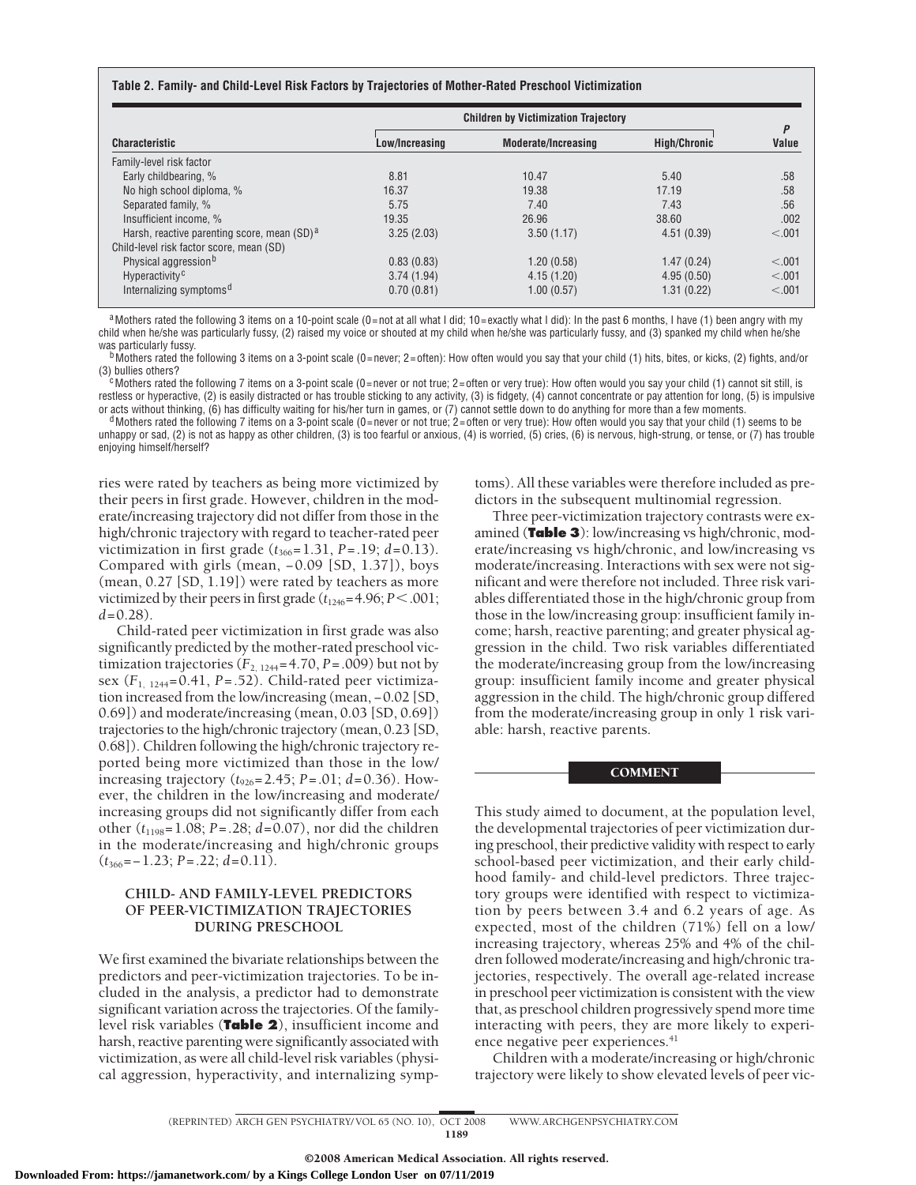**Table 2. Family- and Child-Level Risk Factors by Trajectories of Mother-Rated Preschool Victimization**

| Characteristic | Children by Victimization Trajectory | | | *P* Value |
|---|---|---|---|---|
| | Low/Increasing | Moderate/Increasing | High/Chronic | |
| Family-level risk factor | | | | |
| Early childbearing, % | 8.81 | 10.47 | 5.40 | .58 |
| No high school diploma, % | 16.37 | 19.38 | 17.19 | .58 |
| Separated family, % | 5.75 | 7.40 | 7.43 | .56 |
| Insufficient income, % | 19.35 | 26.96 | 38.60 | .002 |
| Harsh, reactive parenting score, mean (SD)[a] | 3.25 (2.03) | 3.50 (1.17) | 4.51 (0.39) | <.001 |
| Child-level risk factor score, mean (SD) | | | | |
| Physical aggression[b] | 0.83 (0.83) | 1.20 (0.58) | 1.47 (0.24) | <.001 |
| Hyperactivity[c] | 3.74 (1.94) | 4.15 (1.20) | 4.95 (0.50) | <.001 |
| Internalizing symptoms[d] | 0.70 (0.81) | 1.00 (0.57) | 1.31 (0.22) | <.001 |

[a] Mothers rated the following 3 items on a 10-point scale (0=not at all what I did; 10=exactly what I did): In the past 6 months, I have (1) been angry with my child when he/she was particularly fussy, (2) raised my voice or shouted at my child when he/she was particularly fussy, and (3) spanked my child when he/she was particularly fussy.

[b] Mothers rated the following 3 items on a 3-point scale (0=never; 2=often): How often would you say that your child (1) hits, bites, or kicks, (2) fights, and/or (3) bullies others?

[c] Mothers rated the following 7 items on a 3-point scale (0=never or not true; 2=often or very true): How often would you say your child (1) cannot sit still, is restless or hyperactive, (2) is easily distracted or has trouble sticking to any activity, (3) is fidgety, (4) cannot concentrate or pay attention for long, (5) is impulsive or acts without thinking, (6) has difficulty waiting for his/her turn in games, or (7) cannot settle down to do anything for more than a few moments.

[d] Mothers rated the following 7 items on a 3-point scale (0=never or not true; 2=often or very true): How often would you say that your child (1) seems to be unhappy or sad, (2) is not as happy as other children, (3) is too fearful or anxious, (4) is worried, (5) cries, (6) is nervous, high-strung, or tense, or (7) has trouble enjoying himself/herself?

ries were rated by teachers as being more victimized by their peers in first grade. However, children in the moderate/increasing trajectory did not differ from those in the high/chronic trajectory with regard to teacher-rated peer victimization in first grade ($t_{366}$=1.31, *P*=.19; *d*=0.13). Compared with girls (mean, −0.09 [SD, 1.37]), boys (mean, 0.27 [SD, 1.19]) were rated by teachers as more victimized by their peers in their first grade ($t_{1246}$=4.96; $P<.001$; *d*=0.28).

Child-rated peer victimization in first grade was also significantly predicted by the mother-rated preschool victimization trajectories ($F_{2,\ 1244}$=4.70, *P*=.009) but not by sex ($F_{1,\ 1244}$=0.41, *P*=.52). Child-rated peer victimization increased from the low/increasing (mean, −0.02 [SD, 0.69]) and moderate/increasing (mean, 0.03 [SD, 0.69]) trajectories to the high/chronic trajectory (mean, 0.23 [SD, 0.68]). Children following the high/chronic trajectory reported being more victimized than those in the low/increasing trajectory ($t_{926}$=2.45; *P*=.01; *d*=0.36). However, the children in the low/increasing and moderate/increasing groups did not significantly differ from each other ($t_{1198}$=1.08; *P*=.28; *d*=0.07), nor did the children in the moderate/increasing and high/chronic groups ($t_{366}$=−1.23; *P*=.22; *d*=0.11).

### CHILD- AND FAMILY-LEVEL PREDICTORS OF PEER-VICTIMIZATION TRAJECTORIES DURING PRESCHOOL

We first examined the bivariate relationships between the predictors and peer-victimization trajectories. To be included in the analysis, a predictor had to demonstrate significant variation across the trajectories. Of the family-level risk variables (**Table 2**), insufficient income and harsh, reactive parenting were significantly associated with victimization, as were all child-level risk variables (physical aggression, hyperactivity, and internalizing symptoms). All these variables were therefore included as predictors in the subsequent multinomial regression.

Three peer-victimization trajectory contrasts were examined (**Table 3**): low/increasing vs high/chronic, moderate/increasing vs high/chronic, and low/increasing vs moderate/increasing. Interactions with sex were not significant and were therefore not included. Three risk variables differentiated those in the high/chronic group from those in the low/increasing group: insufficient family income; harsh, reactive parenting; and greater physical aggression in the child. Two risk variables differentiated the moderate/increasing group from the low/increasing group: insufficient family income and greater physical aggression in the child. The high/chronic group differed from the moderate/increasing group in only 1 risk variable: harsh, reactive parents.

## COMMENT

This study aimed to document, at the population level, the developmental trajectories of peer victimization during preschool, their predictive validity with respect to early school-based peer victimization, and their early childhood family- and child-level predictors. Three trajectory groups were identified with respect to victimization by peers between 3.4 and 6.2 years of age. As expected, most of the children (71%) fell on a low/increasing trajectory, whereas 25% and 4% of the children followed moderate/increasing and high/chronic trajectories, respectively. The overall age-related increase in preschool peer victimization is consistent with the view that, as preschool children progressively spend more time interacting with peers, they are more likely to experience negative peer experiences.[41]

Children with a moderate/increasing or high/chronic trajectory were likely to show elevated levels of peer vic-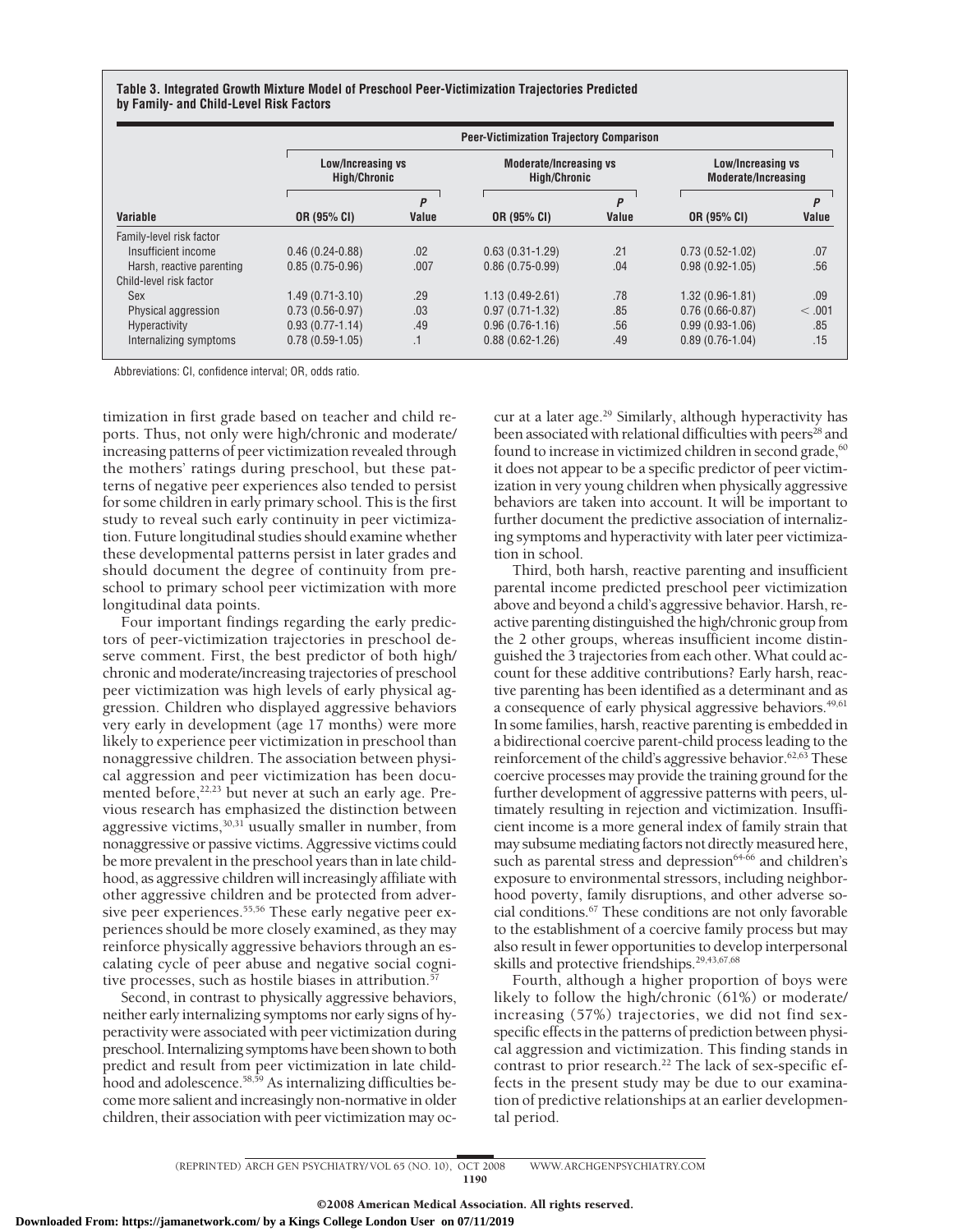**Table 3. Integrated Growth Mixture Model of Preschool Peer-Victimization Trajectories Predicted by Family- and Child-Level Risk Factors**

| | Peer-Victimization Trajectory Comparison | | | | | |
|---|---|---|---|---|---|---|
| | Low/Increasing vs High/Chronic | | Moderate/Increasing vs High/Chronic | | Low/Increasing vs Moderate/Increasing | |
| Variable | OR (95% CI) | P Value | OR (95% CI) | P Value | OR (95% CI) | P Value |
| Family-level risk factor | | | | | | |
| Insufficient income | 0.46 (0.24-0.88) | .02 | 0.63 (0.31-1.29) | .21 | 0.73 (0.52-1.02) | .07 |
| Harsh, reactive parenting | 0.85 (0.75-0.96) | .007 | 0.86 (0.75-0.99) | .04 | 0.98 (0.92-1.05) | .56 |
| Child-level risk factor | | | | | | |
| Sex | 1.49 (0.71-3.10) | .29 | 1.13 (0.49-2.61) | .78 | 1.32 (0.96-1.81) | .09 |
| Physical aggression | 0.73 (0.56-0.97) | .03 | 0.97 (0.71-1.32) | .85 | 0.76 (0.66-0.87) | < .001 |
| Hyperactivity | 0.93 (0.77-1.14) | .49 | 0.96 (0.76-1.16) | .56 | 0.99 (0.93-1.06) | .85 |
| Internalizing symptoms | 0.78 (0.59-1.05) | .1 | 0.88 (0.62-1.26) | .49 | 0.89 (0.76-1.04) | .15 |

Abbreviations: CI, confidence interval; OR, odds ratio.

timization in first grade based on teacher and child reports. Thus, not only were high/chronic and moderate/increasing patterns of peer victimization revealed through the mothers' ratings during preschool, but these patterns of negative peer experiences also tended to persist for some children in early primary school. This is the first study to reveal such early continuity in peer victimization. Future longitudinal studies should examine whether these developmental patterns persist in later grades and should document the degree of continuity from preschool to primary school peer victimization with more longitudinal data points.

Four important findings regarding the early predictors of peer-victimization trajectories in preschool deserve comment. First, the best predictor of both high/chronic and moderate/increasing trajectories of preschool peer victimization was high levels of early physical aggression. Children who displayed aggressive behaviors very early in development (age 17 months) were more likely to experience peer victimization in preschool than nonaggressive children. The association between physical aggression and peer victimization has been documented before,[22,23] but never at such an early age. Previous research has emphasized the distinction between aggressive victims,[30,31] usually smaller in number, from nonaggressive or passive victims. Aggressive victims could be more prevalent in the preschool years than in late childhood, as aggressive children will increasingly affiliate with other aggressive children and be protected from adversive peer experiences.[55,56] These early negative peer experiences should be more closely examined, as they may reinforce physically aggressive behaviors through an escalating cycle of peer abuse and negative social cognitive processes, such as hostile biases in attribution.[57]

Second, in contrast to physically aggressive behaviors, neither early internalizing symptoms nor early signs of hyperactivity were associated with peer victimization during preschool. Internalizing symptoms have been shown to both predict and result from peer victimization in late childhood and adolescence.[58,59] As internalizing difficulties become more salient and increasingly non-normative in older children, their association with peer victimization may occur at a later age.[29] Similarly, although hyperactivity has been associated with relational difficulties with peers[28] and found to increase in victimized children in second grade,[60] it does not appear to be a specific predictor of peer victimization in very young children when physically aggressive behaviors are taken into account. It will be important to further document the predictive association of internalizing symptoms and hyperactivity with later peer victimization in school.

Third, both harsh, reactive parenting and insufficient parental income predicted preschool peer victimization above and beyond a child's aggressive behavior. Harsh, reactive parenting distinguished the high/chronic group from the 2 other groups, whereas insufficient income distinguished the 3 trajectories from each other. What could account for these additive contributions? Early harsh, reactive parenting has been identified as a determinant and as a consequence of early physical aggressive behaviors.[49,61] In some families, harsh, reactive parenting is embedded in a bidirectional coercive parent-child process leading to the reinforcement of the child's aggressive behavior.[62,63] These coercive processes may provide the training ground for the further development of aggressive patterns with peers, ultimately resulting in rejection and victimization. Insufficient income is a more general index of family strain that may subsume mediating factors not directly measured here, such as parental stress and depression[64-66] and children's exposure to environmental stressors, including neighborhood poverty, family disruptions, and other adverse social conditions.[67] These conditions are not only favorable to the establishment of a coercive family process but may also result in fewer opportunities to develop interpersonal skills and protective friendships.[29,43,67,68]

Fourth, although a higher proportion of boys were likely to follow the high/chronic (61%) or moderate/increasing (57%) trajectories, we did not find sex-specific effects in the patterns of prediction between physical aggression and victimization. This finding stands in contrast to prior research.[22] The lack of sex-specific effects in the present study may be due to our examination of predictive relationships at an earlier developmental period.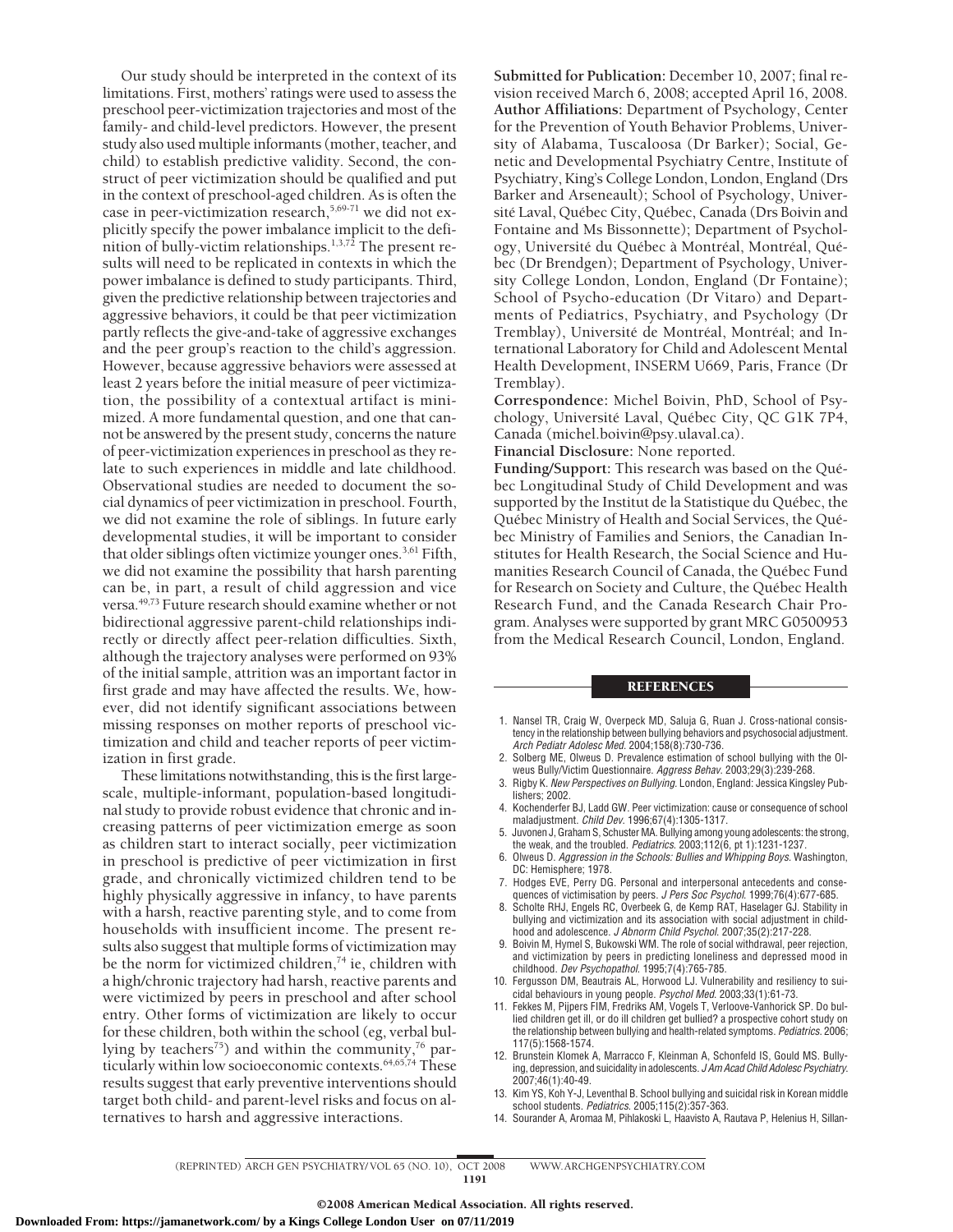Our study should be interpreted in the context of its limitations. First, mothers' ratings were used to assess the preschool peer-victimization trajectories and most of the family- and child-level predictors. However, the present study also used multiple informants (mother, teacher, and child) to establish predictive validity. Second, the construct of peer victimization should be qualified and put in the context of preschool-aged children. As is often the case in peer-victimization research,[5,69-71] we did not explicitly specify the power imbalance implicit to the definition of bully-victim relationships.[1,3,72] The present results will need to be replicated in contexts in which the power imbalance is defined to study participants. Third, given the predictive relationship between trajectories and aggressive behaviors, it could be that peer victimization partly reflects the give-and-take of aggressive exchanges and the peer group's reaction to the child's aggression. However, because aggressive behaviors were assessed at least 2 years before the initial measure of peer victimization, the possibility of a contextual artifact is minimized. A more fundamental question, and one that cannot be answered by the present study, concerns the nature of peer-victimization experiences in preschool as they relate to such experiences in middle and late childhood. Observational studies are needed to document the social dynamics of peer victimization in preschool. Fourth, we did not examine the role of siblings. In future early developmental studies, it will be important to consider that older siblings often victimize younger ones.[3,61] Fifth, we did not examine the possibility that harsh parenting can be, in part, a result of child aggression and vice versa.[49,73] Future research should examine whether or not bidirectional aggressive parent-child relationships indirectly or directly affect peer-relation difficulties. Sixth, although the trajectory analyses were performed on 93% of the initial sample, attrition was an important factor in first grade and may have affected the results. We, however, did not identify significant associations between missing responses on mother reports of preschool victimization and child and teacher reports of peer victimization in first grade.

These limitations notwithstanding, this is the first large-scale, multiple-informant, population-based longitudinal study to provide robust evidence that chronic and increasing patterns of peer victimization emerge as soon as children start to interact socially, peer victimization in preschool is predictive of peer victimization in first grade, and chronically victimized children tend to be highly physically aggressive in infancy, to have parents with a harsh, reactive parenting style, and to come from households with insufficient income. The present results also suggest that multiple forms of victimization may be the norm for victimized children,[74] ie, children with a high/chronic trajectory had harsh, reactive parents and were victimized by peers in preschool and after school entry. Other forms of victimization are likely to occur for these children, both within the school (eg, verbal bullying by teachers[75]) and within the community,[76] particularly within low socioeconomic contexts.[64,65,74] These results suggest that early preventive interventions should target both child- and parent-level risks and focus on alternatives to harsh and aggressive interactions.

**Submitted for Publication:** December 10, 2007; final revision received March 6, 2008; accepted April 16, 2008.
**Author Affiliations:** Department of Psychology, Center for the Prevention of Youth Behavior Problems, University of Alabama, Tuscaloosa (Dr Barker); Social, Genetic and Developmental Psychiatry Centre, Institute of Psychiatry, King's College London, London, England (Drs Barker and Arseneault); School of Psychology, Université Laval, Québec City, Québec, Canada (Drs Boivin and Fontaine and Ms Bissonnette); Department of Psychology, Université du Québec à Montréal, Montréal, Québec (Dr Brendgen); Department of Psychology, University College London, London, England (Dr Fontaine); School of Psycho-education (Dr Vitaro) and Departments of Pediatrics, Psychiatry, and Psychology (Dr Tremblay), Université de Montréal, Montréal; and International Laboratory for Child and Adolescent Mental Health Development, INSERM U669, Paris, France (Dr Tremblay).
**Correspondence:** Michel Boivin, PhD, School of Psychology, Université Laval, Québec City, QC G1K 7P4, Canada (michel.boivin@psy.ulaval.ca).
**Financial Disclosure:** None reported.
**Funding/Support:** This research was based on the Québec Longitudinal Study of Child Development and was supported by the Institut de la Statistique du Québec, the Québec Ministry of Health and Social Services, the Québec Ministry of Families and Seniors, the Canadian Institutes for Health Research, the Social Science and Humanities Research Council of Canada, the Québec Fund for Research on Society and Culture, the Québec Health Research Fund, and the Canada Research Chair Program. Analyses were supported by grant MRC G0500953 from the Medical Research Council, London, England.

## REFERENCES

1. Nansel TR, Craig W, Overpeck MD, Saluja G, Ruan J. Cross-national consistency in the relationship between bullying behaviors and psychosocial adjustment. *Arch Pediatr Adolesc Med.* 2004;158(8):730-736.
2. Solberg ME, Olweus D. Prevalence estimation of school bullying with the Olweus Bully/Victim Questionnaire. *Aggress Behav.* 2003;29(3):239-268.
3. Rigby K. *New Perspectives on Bullying.* London, England: Jessica Kingsley Publishers; 2002.
4. Kochenderfer BJ, Ladd GW. Peer victimization: cause or consequence of school maladjustment. *Child Dev.* 1996;67(4):1305-1317.
5. Juvonen J, Graham S, Schuster MA. Bullying among young adolescents: the strong, the weak, and the troubled. *Pediatrics.* 2003;112(6, pt 1):1231-1237.
6. Olweus D. *Aggression in the Schools: Bullies and Whipping Boys.* Washington, DC: Hemisphere; 1978.
7. Hodges EVE, Perry DG. Personal and interpersonal antecedents and consequences of victimisation by peers. *J Pers Soc Psychol.* 1999;76(4):677-685.
8. Scholte RHJ, Engels RC, Overbeek G, de Kemp RAT, Haselager GJ. Stability in bullying and victimization and its association with social adjustment in childhood and adolescence. *J Abnorm Child Psychol.* 2007;35(2):217-228.
9. Boivin M, Hymel S, Bukowski WM. The role of social withdrawal, peer rejection, and victimization by peers in predicting loneliness and depressed mood in childhood. *Dev Psychopathol.* 1995;7(4):765-785.
10. Fergusson DM, Beautrais AL, Horwood LJ. Vulnerability and resiliency to suicidal behaviours in young people. *Psychol Med.* 2003;33(1):61-73.
11. Fekkes M, Pijpers FIM, Fredriks AM, Vogels T, Verloove-Vanhorick SP. Do bullied children get ill, or do ill children get bullied? a prospective cohort study on the relationship between bullying and health-related symptoms. *Pediatrics.* 2006;117(5):1568-1574.
12. Brunstein Klomek A, Marracco F, Kleinman A, Schonfeld IS, Gould MS. Bullying, depression, and suicidality in adolescents. *J Am Acad Child Adolesc Psychiatry.* 2007;46(1):40-49.
13. Kim YS, Koh Y-J, Leventhal B. School bullying and suicidal risk in Korean middle school students. *Pediatrics.* 2005;115(2):357-363.
14. Sourander A, Aromaa M, Pihlakoski L, Haavisto A, Rautava P, Helenius H, Sillan-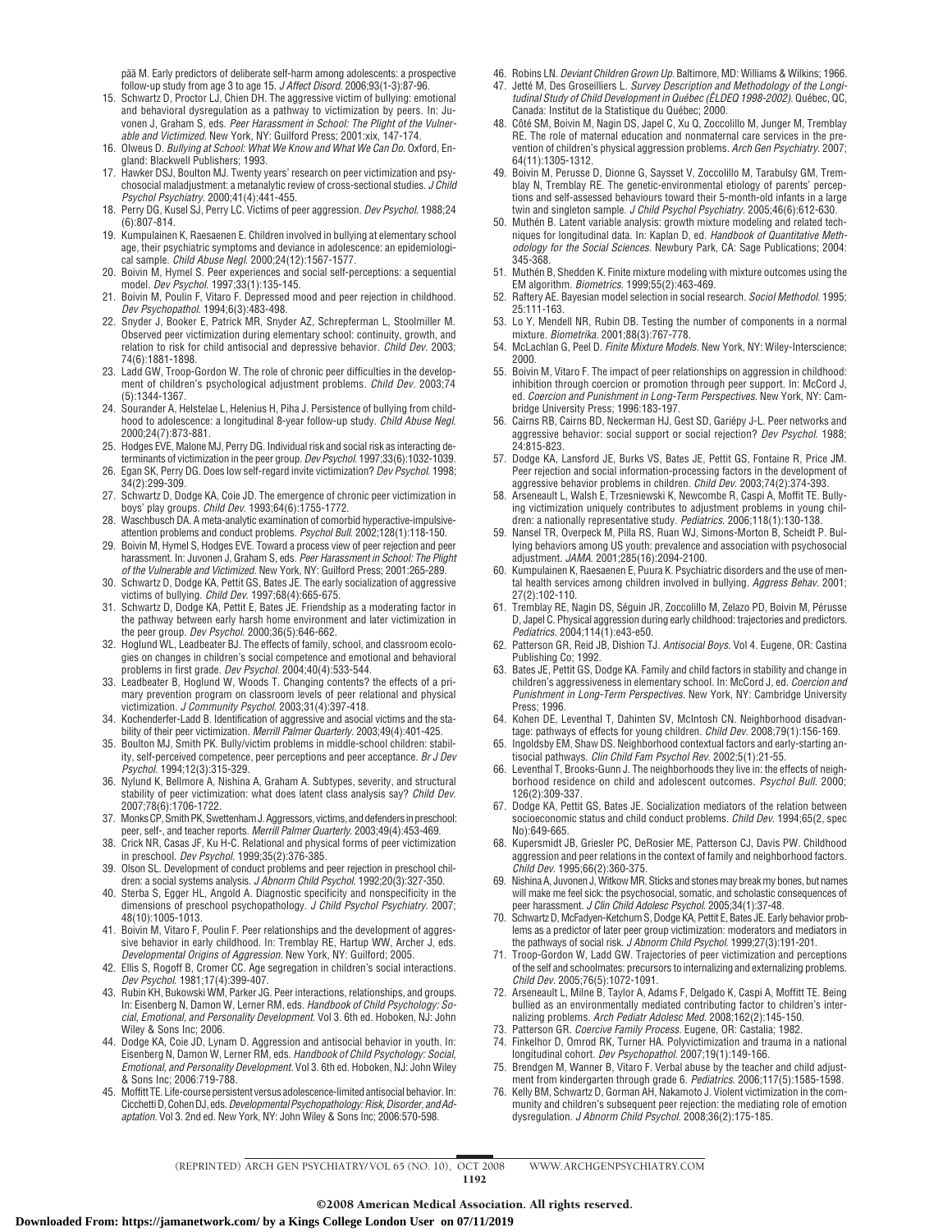pää M. Early predictors of deliberate self-harm among adolescents: a prospective follow-up study from age 3 to age 15. *J Affect Disord*. 2006;93(1-3):87-96.

15. Schwartz D, Proctor LJ, Chien DH. The aggressive victim of bullying: emotional and behavioral dysregulation as a pathway to victimization by peers. In: Juvonen J, Graham S, eds. *Peer Harassment in School: The Plight of the Vulnerable and Victimized*. New York, NY: Guilford Press; 2001:xix, 147-174.
16. Olweus D. *Bullying at School: What We Know and What We Can Do*. Oxford, England: Blackwell Publishers; 1993.
17. Hawker DSJ, Boulton MJ. Twenty years' research on peer victimization and psychosocial maladjustment: a metanalytic review of cross-sectional studies. *J Child Psychol Psychiatry*. 2000;41(4):441-455.
18. Perry DG, Kusel SJ, Perry LC. Victims of peer aggression. *Dev Psychol*. 1988;24(6):807-814.
19. Kumpulainen K, Raesaenen E. Children involved in bullying at elementary school age, their psychiatric symptoms and deviance in adolescence: an epidemiological sample. *Child Abuse Negl*. 2000;24(12):1567-1577.
20. Boivin M, Hymel S. Peer experiences and social self-perceptions: a sequential model. *Dev Psychol*. 1997;33(1):135-145.
21. Boivin M, Poulin F, Vitaro F. Depressed mood and peer rejection in childhood. *Dev Psychopathol*. 1994;6(3):483-498.
22. Snyder J, Booker E, Patrick MR, Snyder AZ, Schrepferman L, Stoolmiller M. Observed peer victimization during elementary school: continuity, growth, and relation to risk for child antisocial and depressive behavior. *Child Dev*. 2003;74(6):1881-1898.
23. Ladd GW, Troop-Gordon W. The role of chronic peer difficulties in the development of children's psychological adjustment problems. *Child Dev*. 2003;74(5):1344-1367.
24. Sourander A, Helstelae L, Helenius H, Piha J. Persistence of bullying from childhood to adolescence: a longitudinal 8-year follow-up study. *Child Abuse Negl*. 2000;24(7):873-881.
25. Hodges EVE, Malone MJ, Perry DG. Individual risk and social risk as interacting determinants of victimization in the peer group. *Dev Psychol*. 1997;33(6):1032-1039.
26. Egan SK, Perry DG. Does low self-regard invite victimization? *Dev Psychol*. 1998;34(2):299-309.
27. Schwartz D, Dodge KA, Coie JD. The emergence of chronic peer victimization in boys' play groups. *Child Dev*. 1993;64(6):1755-1772.
28. Waschbusch DA. A meta-analytic examination of comorbid hyperactive-impulsive-attention problems and conduct problems. *Psychol Bull*. 2002;128(1):118-150.
29. Boivin M, Hymel S, Hodges EVE. Toward a process view of peer rejection and peer harassment. In: Juvonen J, Graham S, eds. *Peer Harassment in School: The Plight of the Vulnerable and Victimized*. New York, NY: Guilford Press; 2001:265-289.
30. Schwartz D, Dodge KA, Pettit GS, Bates JE. The early socialization of aggressive victims of bullying. *Child Dev*. 1997;68(4):665-675.
31. Schwartz D, Dodge KA, Pettit E, Bates JE. Friendship as a moderating factor in the pathway between early harsh home environment and later victimization in the peer group. *Dev Psychol*. 2000;36(5):646-662.
32. Hoglund WL, Leadbeater BJ. The effects of family, school, and classroom ecologies on changes in children's social competence and emotional and behavioral problems in first grade. *Dev Psychol*. 2004;40(4):533-544.
33. Leadbeater B, Hoglund W, Woods T. Changing contents? the effects of a primary prevention program on classroom levels of peer relational and physical victimization. *J Community Psychol*. 2003;31(4):397-418.
34. Kochenderfer-Ladd B. Identification of aggressive and asocial victims and the stability of their peer victimization. *Merrill Palmer Quarterly*. 2003;49(4):401-425.
35. Boulton MJ, Smith PK. Bully/victim problems in middle-school children: stability, self-perceived competence, peer perceptions and peer acceptance. *Br J Dev Psychol*. 1994;12(3):315-329.
36. Nylund K, Bellmore A, Nishina A, Graham A. Subtypes, severity, and structural stability of peer victimization: what does latent class analysis say? *Child Dev*. 2007;78(6):1706-1722.
37. Monks CP, Smith PK, Swettenham J. Aggressors, victims, and defenders in preschool: peer, self-, and teacher reports. *Merrill Palmer Quarterly*. 2003;49(4):453-469.
38. Crick NR, Casas JF, Ku H-C. Relational and physical forms of peer victimization in preschool. *Dev Psychol*. 1999;35(2):376-385.
39. Olson SL. Development of conduct problems and peer rejection in preschool children: a social systems analysis. *J Abnorm Child Psychol*. 1992;20(3):327-350.
40. Sterba S, Egger HL, Angold A. Diagnostic specificity and nonspecificity in the dimensions of preschool psychopathology. *J Child Psychol Psychiatry*. 2007;48(10):1005-1013.
41. Boivin M, Vitaro F, Poulin F. Peer relationships and the development of aggressive behavior in early childhood. In: Tremblay RE, Hartup WW, Archer J, eds. *Developmental Origins of Aggression*. New York, NY: Guilford; 2005.
42. Ellis S, Rogoff B, Cromer CC. Age segregation in children's social interactions. *Dev Psychol*. 1981;17(4):399-407.
43. Rubin KH, Bukowski WM, Parker JG. Peer interactions, relationships, and groups. In: Eisenberg N, Damon W, Lerner RM, eds. *Handbook of Child Psychology: Social, Emotional, and Personality Development*. Vol 3. 6th ed. Hoboken, NJ: John Wiley & Sons Inc; 2006.
44. Dodge KA, Coie JD, Lynam D. Aggression and antisocial behavior in youth. In: Eisenberg N, Damon W, Lerner RM, eds. *Handbook of Child Psychology: Social, Emotional, and Personality Development*. Vol 3. 6th ed. Hoboken, NJ: John Wiley & Sons Inc; 2006:719-788.
45. Moffitt TE. Life-course persistent versus adolescence-limited antisocial behavior. In: Cicchetti D, Cohen DJ, eds. *Developmental Psychopathology: Risk, Disorder, and Adaptation*. Vol 3. 2nd ed. New York, NY: John Wiley & Sons Inc; 2006:570-598.
46. Robins LN. *Deviant Children Grown Up*. Baltimore, MD: Williams & Wilkins; 1966.
47. Jetté M, Des Groseilliers L. *Survey Description and Methodology of the Longitudinal Study of Child Development in Québec (ÉLDEQ 1998-2002)*. Québec, QC, Canada: Institut de la Statistique du Québec; 2000.
48. Côté SM, Boivin M, Nagin DS, Japel C, Xu Q, Zoccolillo M, Junger M, Tremblay RE. The role of maternal education and nonmaternal care services in the prevention of children's physical aggression problems. *Arch Gen Psychiatry*. 2007;64(11):1305-1312.
49. Boivin M, Perusse D, Dionne G, Saysset V, Zoccolillo M, Tarabulsy GM, Tremblay N, Tremblay RE. The genetic-environmental etiology of parents' perceptions and self-assessed behaviours toward their 5-month-old infants in a large twin and singleton sample. *J Child Psychol Psychiatry*. 2005;46(6):612-630.
50. Muthén B. Latent variable analysis: growth mixture modeling and related techniques for longitudinal data. In: Kaplan D, ed. *Handbook of Quantitative Methodology for the Social Sciences*. Newbury Park, CA: Sage Publications; 2004: 345-368.
51. Muthén B, Shedden K. Finite mixture modeling with mixture outcomes using the EM algorithm. *Biometrics*. 1999;55(2):463-469.
52. Raftery AE. Bayesian model selection in social research. *Sociol Methodol*. 1995;25:111-163.
53. Lo Y, Mendell NR, Rubin DB. Testing the number of components in a normal mixture. *Biometrika*. 2001;88(3):767-778.
54. McLachlan G, Peel D. *Finite Mixture Models*. New York, NY: Wiley-Interscience; 2000.
55. Boivin M, Vitaro F. The impact of peer relationships on aggression in childhood: inhibition through coercion or promotion through peer support. In: McCord J, ed. *Coercion and Punishment in Long-Term Perspectives*. New York, NY: Cambridge University Press; 1996:183-197.
56. Cairns RB, Cairns BD, Neckerman HJ, Gest SD, Gariépy J-L. Peer networks and aggressive behavior: social support or social rejection? *Dev Psychol*. 1988;24:815-823.
57. Dodge KA, Lansford JE, Burks VS, Bates JE, Pettit GS, Fontaine R, Price JM. Peer rejection and social information-processing factors in the development of aggressive behavior problems in children. *Child Dev*. 2003;74(2):374-393.
58. Arseneault L, Walsh E, Trzesniewski K, Newcombe R, Caspi A, Moffit TE. Bullying victimization uniquely contributes to adjustment problems in young children: a nationally representative study. *Pediatrics*. 2006;118(1):130-138.
59. Nansel TR, Overpeck M, Pilla RS, Ruan WJ, Simons-Morton B, Scheidt P. Bullying behaviors among US youth: prevalence and association with psychosocial adjustment. *JAMA*. 2001;285(16):2094-2100.
60. Kumpulainen K, Raesaenen E, Puura K. Psychiatric disorders and the use of mental health services among children involved in bullying. *Aggress Behav*. 2001;27(2):102-110.
61. Tremblay RE, Nagin DS, Séguin JR, Zoccolillo M, Zelazo PD, Boivin M, Pérusse D, Japel C. Physical aggression during early childhood: trajectories and predictors. *Pediatrics*. 2004;114(1):e43-e50.
62. Patterson GR, Reid JB, Dishion TJ. *Antisocial Boys*. Vol 4. Eugene, OR: Castina Publishing Co; 1992.
63. Bates JE, Pettit GS, Dodge KA. Family and child factors in stability and change in children's aggressiveness in elementary school. In: McCord J, ed. *Coercion and Punishment in Long-Term Perspectives*. New York, NY: Cambridge University Press; 1996.
64. Kohen DE, Leventhal T, Dahinten SV, McIntosh CN. Neighborhood disadvantage: pathways of effects for young children. *Child Dev*. 2008;79(1):156-169.
65. Ingoldsby EM, Shaw DS. Neighborhood contextual factors and early-starting antisocial pathways. *Clin Child Fam Psychol Rev*. 2002;5(1):21-55.
66. Leventhal T, Brooks-Gunn J. The neighborhoods they live in: the effects of neighborhood residence on child and adolescent outcomes. *Psychol Bull*. 2000;126(2):309-337.
67. Dodge KA, Pettit GS, Bates JE. Socialization mediators of the relation between socioeconomic status and child conduct problems. *Child Dev*. 1994;65(2, spec No):649-665.
68. Kupersmidt JB, Griesler PC, DeRosier ME, Patterson CJ, Davis PW. Childhood aggression and peer relations in the context of family and neighborhood factors. *Child Dev*. 1995;66(2):360-375.
69. Nishina A, Juvonen J, Witkow MR. Sticks and stones may break my bones, but names will make me feel sick: the psychosocial, somatic, and scholastic consequences of peer harassment. *J Clin Child Adolesc Psychol*. 2005;34(1):37-48.
70. Schwartz D, McFadyen-Ketchum S, Dodge KA, Pettit E, Bates JE. Early behavior problems as a predictor of later peer group victimization: moderators and mediators in the pathways of social risk. *J Abnorm Child Psychol*. 1999;27(3):191-201.
71. Troop-Gordon W, Ladd GW. Trajectories of peer victimization and perceptions of the self and schoolmates: precursors to internalizing and externalizing problems. *Child Dev*. 2005;76(5):1072-1091.
72. Arseneault L, Milne B, Taylor A, Adams F, Delgado K, Caspi A, Moffitt TE. Being bullied as an environmentally mediated contributing factor to children's internalizing problems. *Arch Pediatr Adolesc Med*. 2008;162(2):145-150.
73. Patterson GR. *Coercive Family Process*. Eugene, OR: Castalia; 1982.
74. Finkelhor D, Omrod RK, Turner HA. Polyvictimization and trauma in a national longitudinal cohort. *Dev Psychopathol*. 2007;19(1):149-166.
75. Brendgen M, Wanner B, Vitaro F. Verbal abuse by the teacher and child adjustment from kindergarten through grade 6. *Pediatrics*. 2006;117(5):1585-1598.
76. Kelly BM, Schwartz D, Gorman AH, Nakamoto J. Violent victimization in the community and children's subsequent peer rejection: the mediating role of emotion dysregulation. *J Abnorm Child Psychol*. 2008;36(2):175-185.